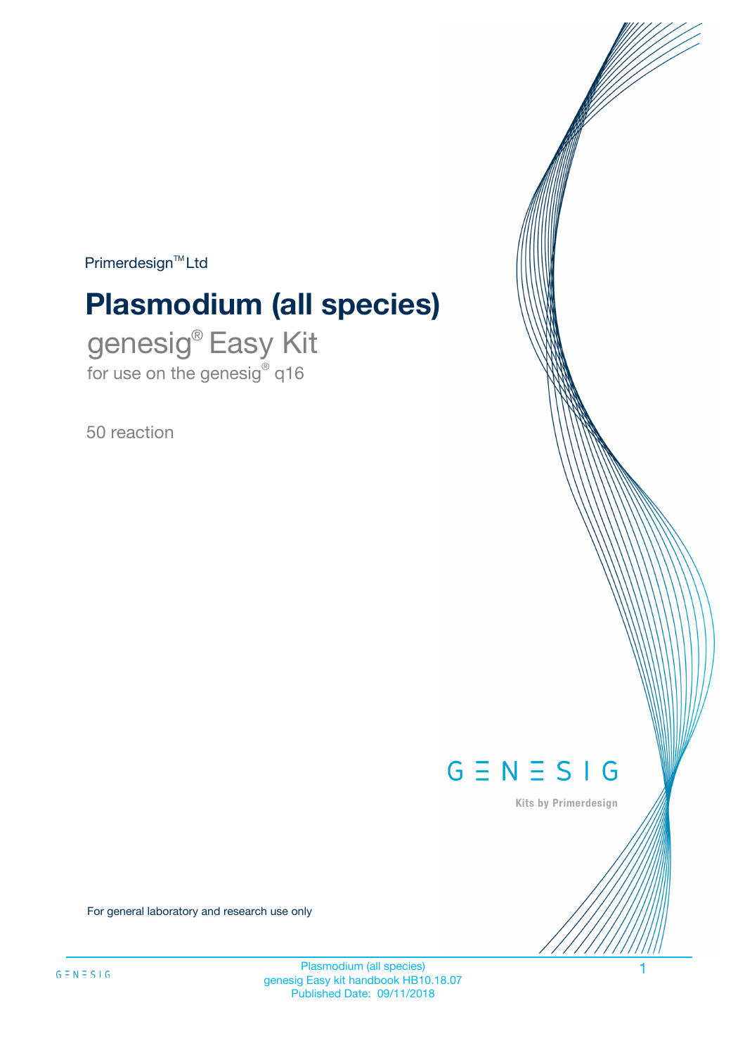Primerdesign™ Ltd

# Plasmodium (all species)

## genesig® Easy Kit

for use on the genesig® q16

50 reaction

GENESIG

Kits by Primerdesign

For general laboratory and research use only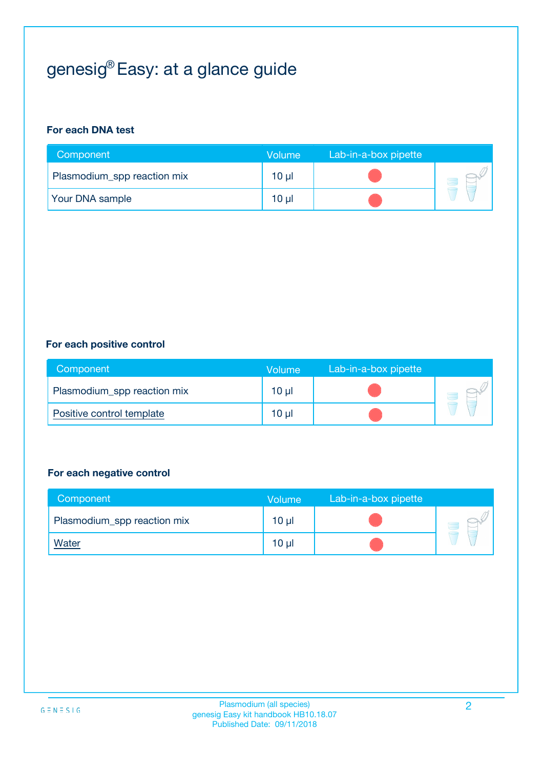# genesig® Easy: at a glance guide

**For each DNA test**

| Component | Volume | Lab-in-a-box pipette |
|---|---|---|
| Plasmodium_spp reaction mix | 10 µl | |
| Your DNA sample | 10 µl | |

**For each positive control**

| Component | Volume | Lab-in-a-box pipette |
|---|---|---|
| Plasmodium_spp reaction mix | 10 µl | |
| Positive control template | 10 µl | |

**For each negative control**

| Component | Volume | Lab-in-a-box pipette |
|---|---|---|
| Plasmodium_spp reaction mix | 10 µl | |
| Water | 10 µl | |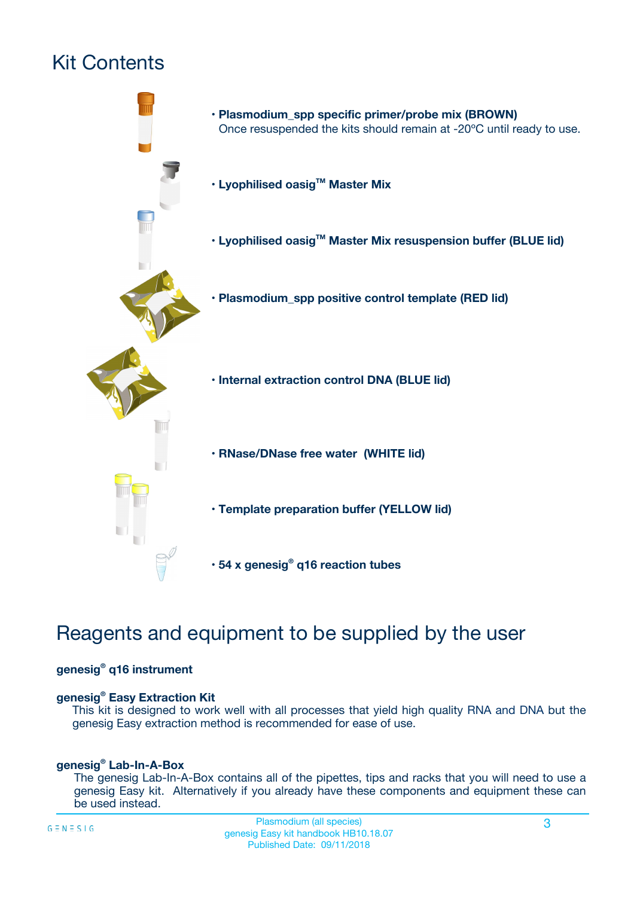# Kit Contents

- **Plasmodium_spp specific primer/probe mix (BROWN)**
  Once resuspended the kits should remain at -20ºC until ready to use.
- **Lyophilised oasig™ Master Mix**
- **Lyophilised oasig™ Master Mix resuspension buffer (BLUE lid)**
- **Plasmodium_spp positive control template (RED lid)**
- **Internal extraction control DNA (BLUE lid)**
- **RNase/DNase free water (WHITE lid)**
- **Template preparation buffer (YELLOW lid)**
- **54 x genesig® q16 reaction tubes**

# Reagents and equipment to be supplied by the user

**genesig® q16 instrument**

**genesig® Easy Extraction Kit**
This kit is designed to work well with all processes that yield high quality RNA and DNA but the genesig Easy extraction method is recommended for ease of use.

**genesig® Lab-In-A-Box**
The genesig Lab-In-A-Box contains all of the pipettes, tips and racks that you will need to use a genesig Easy kit. Alternatively if you already have these components and equipment these can be used instead.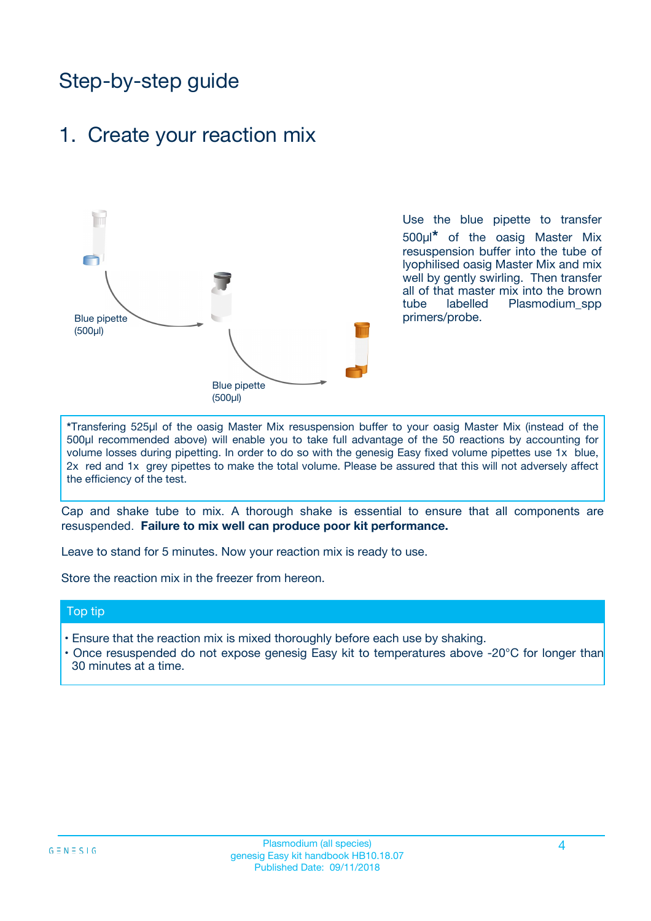# Step-by-step guide

## 1. Create your reaction mix

Blue pipette (500µl)

Blue pipette (500µl)

Use the blue pipette to transfer 500µl* of the oasig Master Mix resuspension buffer into the tube of lyophilised oasig Master Mix and mix well by gently swirling. Then transfer all of that master mix into the brown tube labelled Plasmodium_spp primers/probe.

*Transfering 525µl of the oasig Master Mix resuspension buffer to your oasig Master Mix (instead of the 500µl recommended above) will enable you to take full advantage of the 50 reactions by accounting for volume losses during pipetting. In order to do so with the genesig Easy fixed volume pipettes use 1x blue, 2x red and 1x grey pipettes to make the total volume. Please be assured that this will not adversely affect the efficiency of the test.

Cap and shake tube to mix. A thorough shake is essential to ensure that all components are resuspended. **Failure to mix well can produce poor kit performance.**

Leave to stand for 5 minutes. Now your reaction mix is ready to use.

Store the reaction mix in the freezer from hereon.

### Top tip

- Ensure that the reaction mix is mixed thoroughly before each use by shaking.
- Once resuspended do not expose genesig Easy kit to temperatures above -20°C for longer than 30 minutes at a time.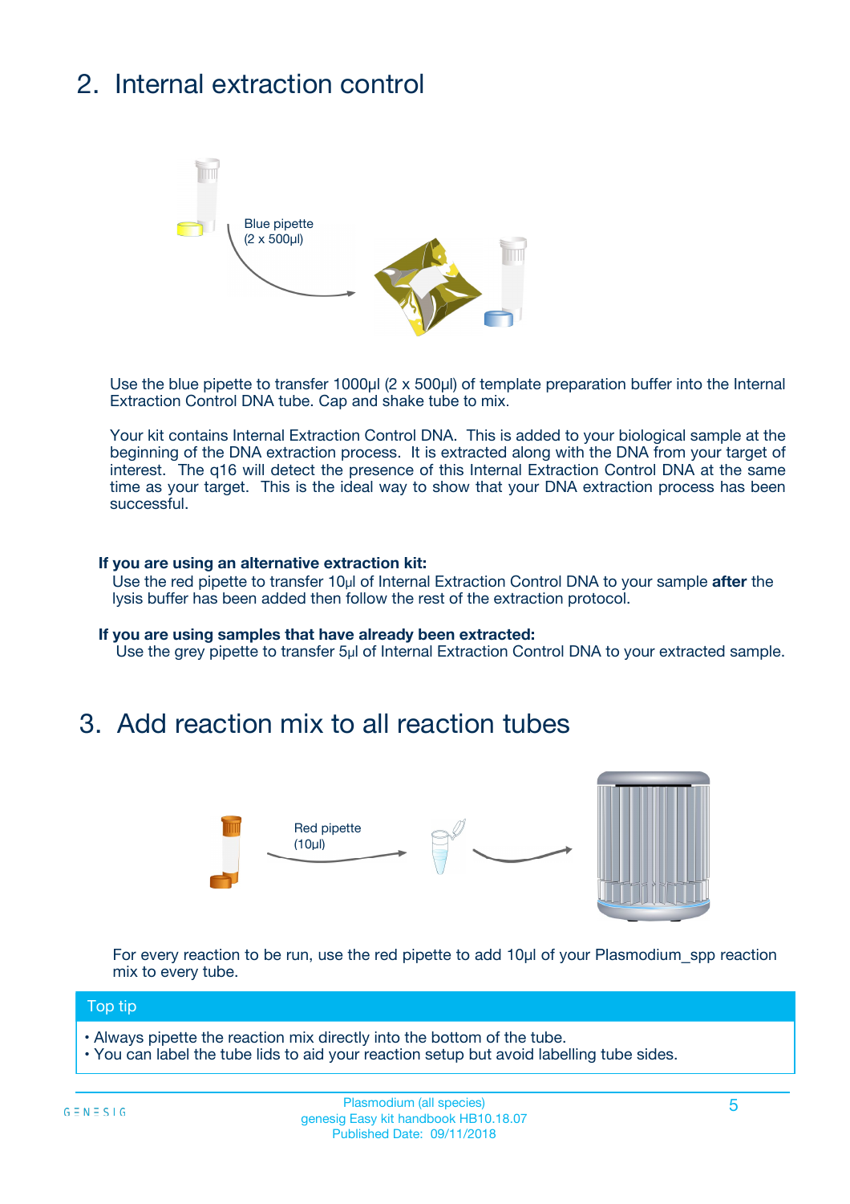## 2. Internal extraction control

Blue pipette
(2 x 500µl)

Use the blue pipette to transfer 1000µl (2 x 500µl) of template preparation buffer into the Internal Extraction Control DNA tube. Cap and shake tube to mix.

Your kit contains Internal Extraction Control DNA. This is added to your biological sample at the beginning of the DNA extraction process. It is extracted along with the DNA from your target of interest. The q16 will detect the presence of this Internal Extraction Control DNA at the same time as your target. This is the ideal way to show that your DNA extraction process has been successful.

**If you are using an alternative extraction kit:**
Use the red pipette to transfer 10µl of Internal Extraction Control DNA to your sample **after** the lysis buffer has been added then follow the rest of the extraction protocol.

**If you are using samples that have already been extracted:**
Use the grey pipette to transfer 5µl of Internal Extraction Control DNA to your extracted sample.

## 3. Add reaction mix to all reaction tubes

Red pipette
(10µl)

For every reaction to be run, use the red pipette to add 10µl of your Plasmodium_spp reaction mix to every tube.

**Top tip**

- Always pipette the reaction mix directly into the bottom of the tube.
- You can label the tube lids to aid your reaction setup but avoid labelling tube sides.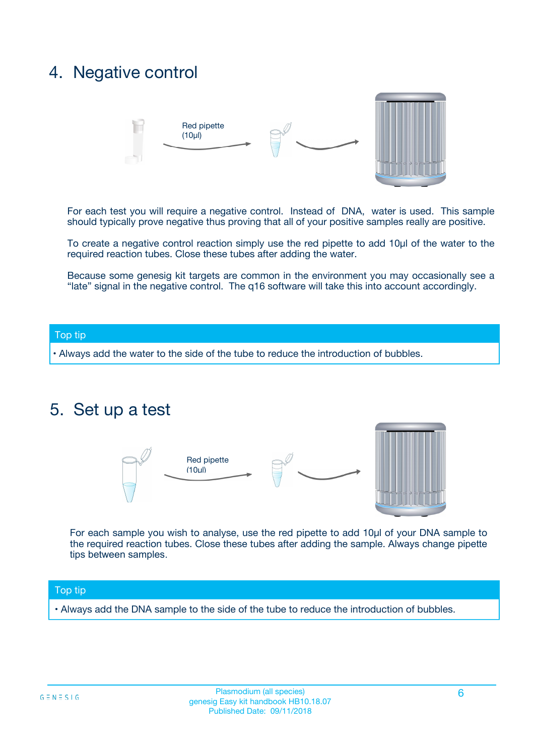## 4. Negative control

Red pipette (10µl)

For each test you will require a negative control. Instead of DNA, water is used. This sample should typically prove negative thus proving that all of your positive samples really are positive.

To create a negative control reaction simply use the red pipette to add 10µl of the water to the required reaction tubes. Close these tubes after adding the water.

Because some genesig kit targets are common in the environment you may occasionally see a "late" signal in the negative control. The q16 software will take this into account accordingly.

**Top tip**

- Always add the water to the side of the tube to reduce the introduction of bubbles.

## 5. Set up a test

Red pipette (10µl)

For each sample you wish to analyse, use the red pipette to add 10µl of your DNA sample to the required reaction tubes. Close these tubes after adding the sample. Always change pipette tips between samples.

**Top tip**

- Always add the DNA sample to the side of the tube to reduce the introduction of bubbles.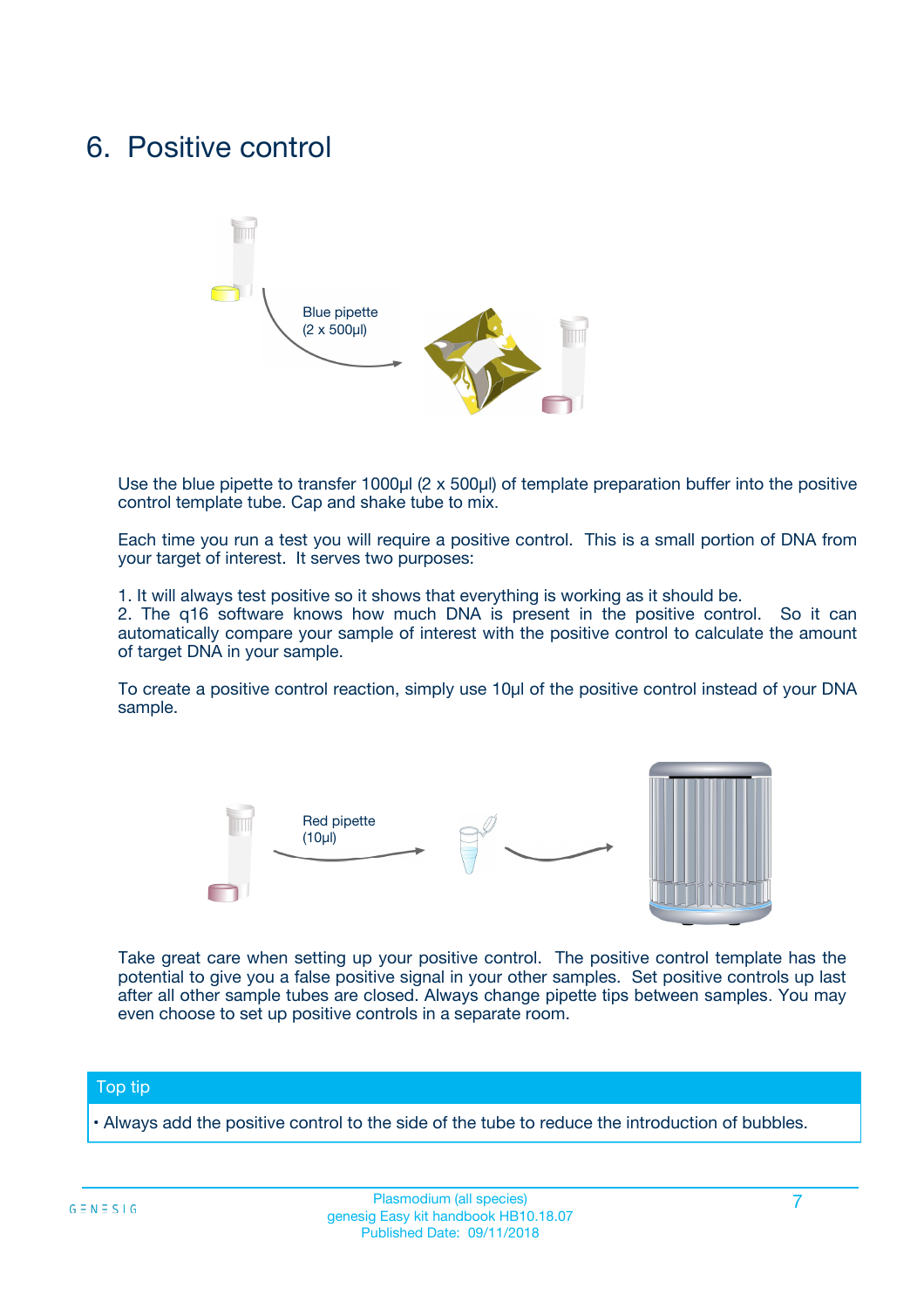# 6. Positive control

Blue pipette
(2 x 500µl)

Use the blue pipette to transfer 1000µl (2 x 500µl) of template preparation buffer into the positive control template tube. Cap and shake tube to mix.

Each time you run a test you will require a positive control. This is a small portion of DNA from your target of interest. It serves two purposes:

1. It will always test positive so it shows that everything is working as it should be.
2. The q16 software knows how much DNA is present in the positive control. So it can automatically compare your sample of interest with the positive control to calculate the amount of target DNA in your sample.

To create a positive control reaction, simply use 10µl of the positive control instead of your DNA sample.

Red pipette
(10µl)

Take great care when setting up your positive control. The positive control template has the potential to give you a false positive signal in your other samples. Set positive controls up last after all other sample tubes are closed. Always change pipette tips between samples. You may even choose to set up positive controls in a separate room.

**Top tip**

- Always add the positive control to the side of the tube to reduce the introduction of bubbles.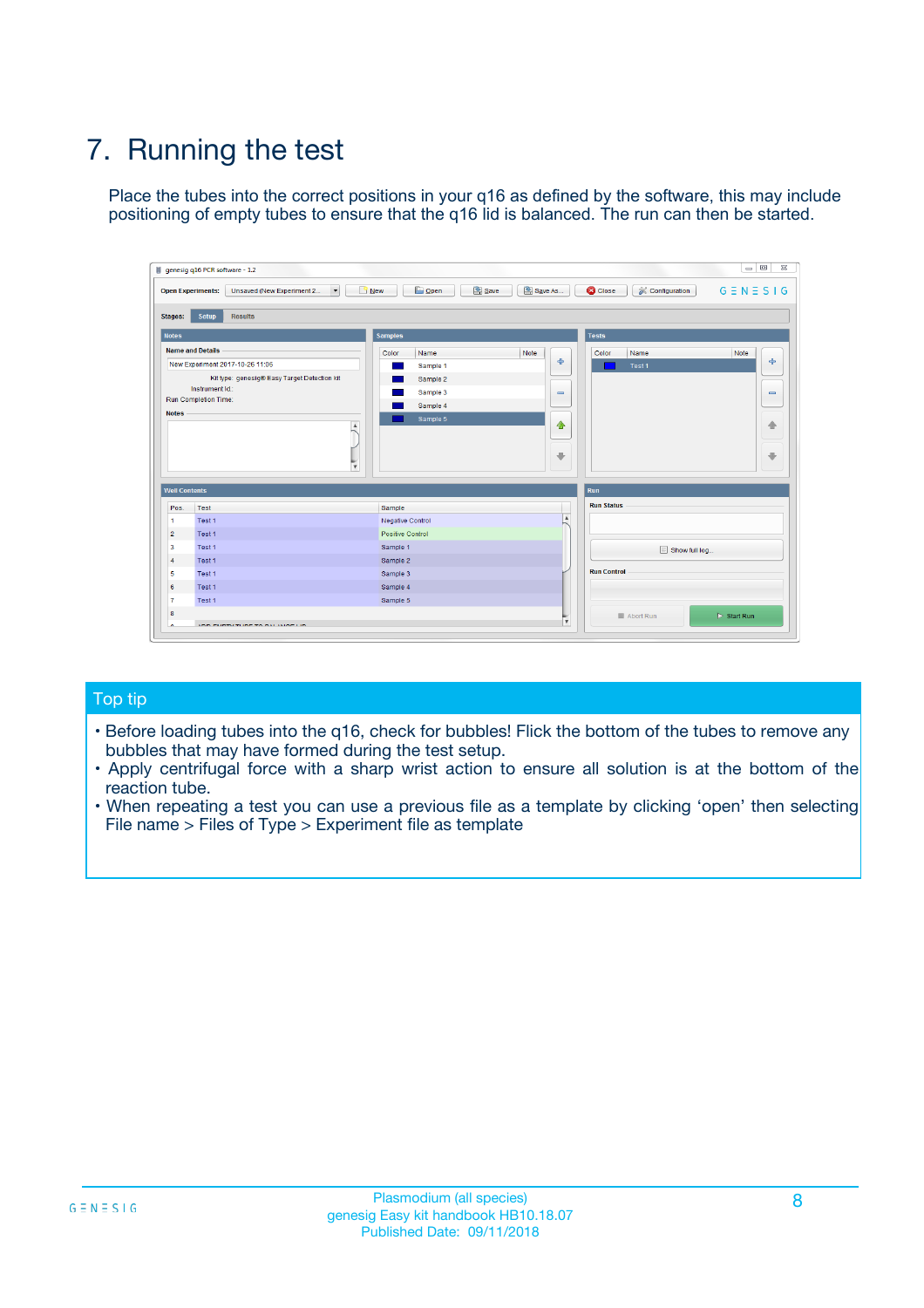# 7. Running the test

Place the tubes into the correct positions in your q16 as defined by the software, this may include positioning of empty tubes to ensure that the q16 lid is balanced. The run can then be started.

## Top tip

- Before loading tubes into the q16, check for bubbles! Flick the bottom of the tubes to remove any bubbles that may have formed during the test setup.
- Apply centrifugal force with a sharp wrist action to ensure all solution is at the bottom of the reaction tube.
- When repeating a test you can use a previous file as a template by clicking 'open' then selecting File name > Files of Type > Experiment file as template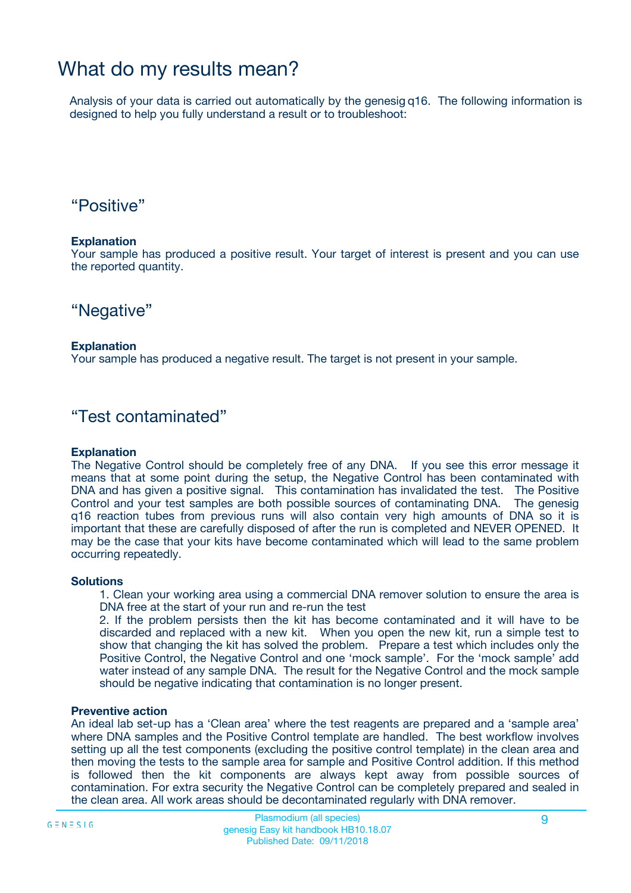# What do my results mean?

Analysis of your data is carried out automatically by the genesig q16. The following information is designed to help you fully understand a result or to troubleshoot:

## “Positive”

**Explanation**
Your sample has produced a positive result. Your target of interest is present and you can use the reported quantity.

## “Negative”

**Explanation**
Your sample has produced a negative result. The target is not present in your sample.

## “Test contaminated”

**Explanation**
The Negative Control should be completely free of any DNA. If you see this error message it means that at some point during the setup, the Negative Control has been contaminated with DNA and has given a positive signal. This contamination has invalidated the test. The Positive Control and your test samples are both possible sources of contaminating DNA. The genesig q16 reaction tubes from previous runs will also contain very high amounts of DNA so it is important that these are carefully disposed of after the run is completed and NEVER OPENED. It may be the case that your kits have become contaminated which will lead to the same problem occurring repeatedly.

**Solutions**

1. Clean your working area using a commercial DNA remover solution to ensure the area is DNA free at the start of your run and re-run the test
2. If the problem persists then the kit has become contaminated and it will have to be discarded and replaced with a new kit. When you open the new kit, run a simple test to show that changing the kit has solved the problem. Prepare a test which includes only the Positive Control, the Negative Control and one ‘mock sample’. For the ‘mock sample’ add water instead of any sample DNA. The result for the Negative Control and the mock sample should be negative indicating that contamination is no longer present.

**Preventive action**
An ideal lab set-up has a ‘Clean area’ where the test reagents are prepared and a ‘sample area’ where DNA samples and the Positive Control template are handled. The best workflow involves setting up all the test components (excluding the positive control template) in the clean area and then moving the tests to the sample area for sample and Positive Control addition. If this method is followed then the kit components are always kept away from possible sources of contamination. For extra security the Negative Control can be completely prepared and sealed in the clean area. All work areas should be decontaminated regularly with DNA remover.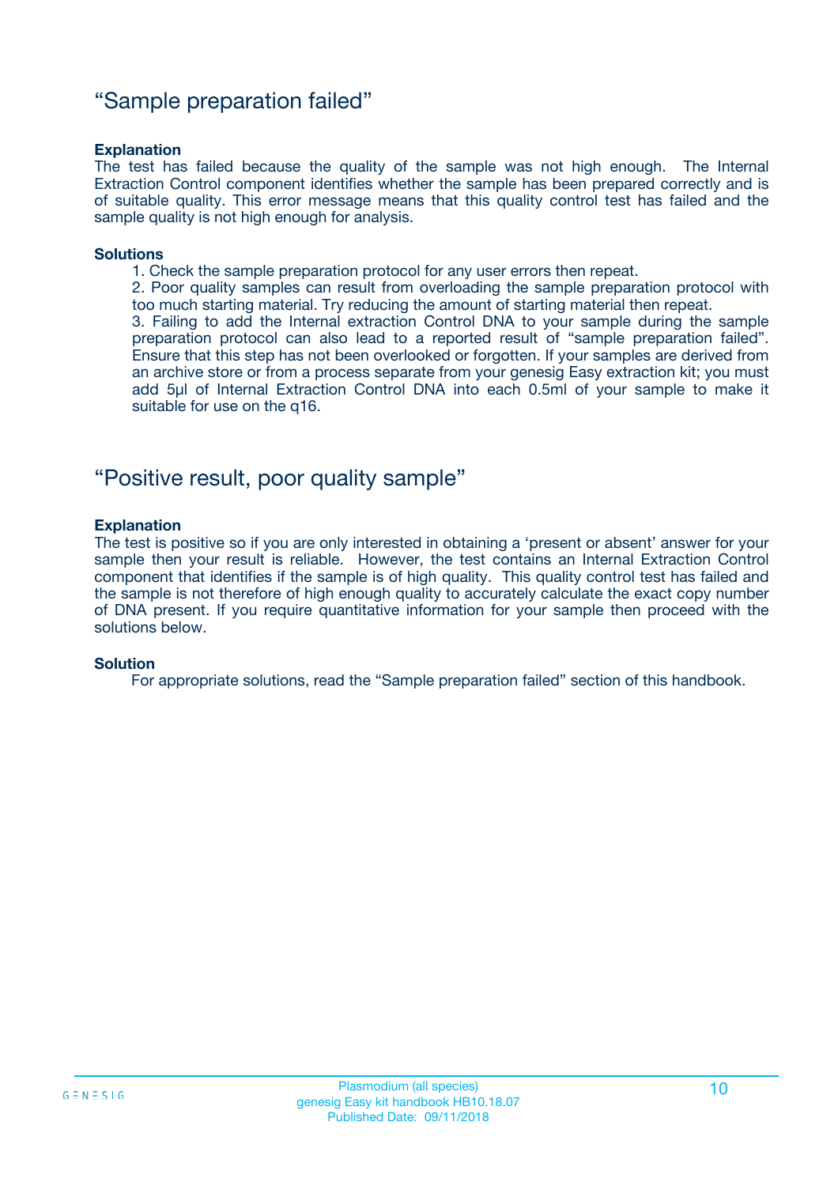## “Sample preparation failed”

**Explanation**

The test has failed because the quality of the sample was not high enough. The Internal Extraction Control component identifies whether the sample has been prepared correctly and is of suitable quality. This error message means that this quality control test has failed and the sample quality is not high enough for analysis.

**Solutions**

1. Check the sample preparation protocol for any user errors then repeat.
2. Poor quality samples can result from overloading the sample preparation protocol with too much starting material. Try reducing the amount of starting material then repeat.
3. Failing to add the Internal extraction Control DNA to your sample during the sample preparation protocol can also lead to a reported result of “sample preparation failed”. Ensure that this step has not been overlooked or forgotten. If your samples are derived from an archive store or from a process separate from your genesig Easy extraction kit; you must add 5µl of Internal Extraction Control DNA into each 0.5ml of your sample to make it suitable for use on the q16.

## “Positive result, poor quality sample”

**Explanation**

The test is positive so if you are only interested in obtaining a ‘present or absent’ answer for your sample then your result is reliable. However, the test contains an Internal Extraction Control component that identifies if the sample is of high quality. This quality control test has failed and the sample is not therefore of high enough quality to accurately calculate the exact copy number of DNA present. If you require quantitative information for your sample then proceed with the solutions below.

**Solution**

For appropriate solutions, read the “Sample preparation failed” section of this handbook.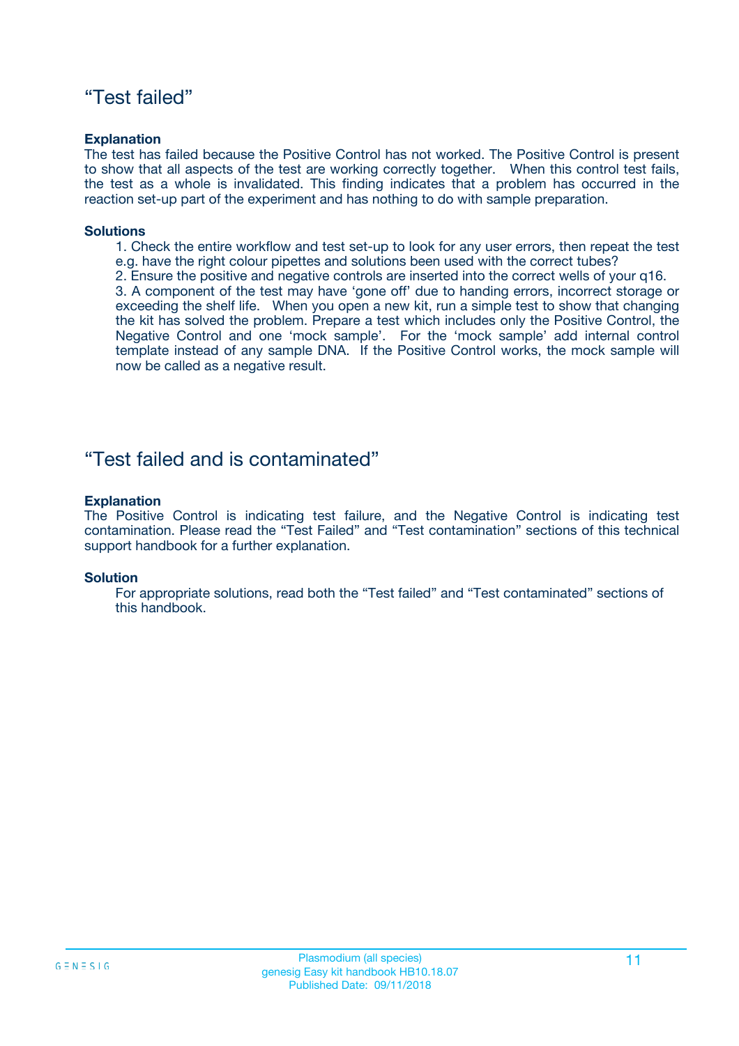## “Test failed”

**Explanation**

The test has failed because the Positive Control has not worked. The Positive Control is present to show that all aspects of the test are working correctly together. When this control test fails, the test as a whole is invalidated. This finding indicates that a problem has occurred in the reaction set-up part of the experiment and has nothing to do with sample preparation.

**Solutions**

1. Check the entire workflow and test set-up to look for any user errors, then repeat the test e.g. have the right colour pipettes and solutions been used with the correct tubes?
2. Ensure the positive and negative controls are inserted into the correct wells of your q16.
3. A component of the test may have ‘gone off’ due to handing errors, incorrect storage or exceeding the shelf life. When you open a new kit, run a simple test to show that changing the kit has solved the problem. Prepare a test which includes only the Positive Control, the Negative Control and one ‘mock sample’. For the ‘mock sample’ add internal control template instead of any sample DNA. If the Positive Control works, the mock sample will now be called as a negative result.

## “Test failed and is contaminated”

**Explanation**

The Positive Control is indicating test failure, and the Negative Control is indicating test contamination. Please read the “Test Failed” and “Test contamination” sections of this technical support handbook for a further explanation.

**Solution**

For appropriate solutions, read both the “Test failed” and “Test contaminated” sections of this handbook.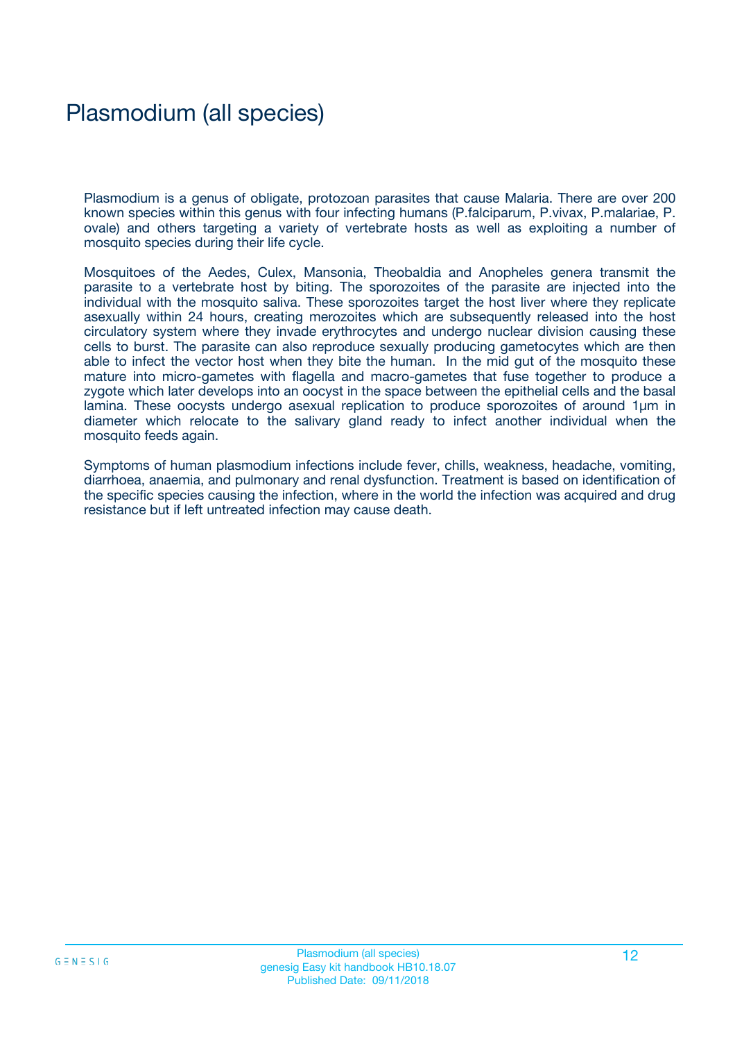# Plasmodium (all species)

Plasmodium is a genus of obligate, protozoan parasites that cause Malaria. There are over 200 known species within this genus with four infecting humans (P.falciparum, P.vivax, P.malariae, P. ovale) and others targeting a variety of vertebrate hosts as well as exploiting a number of mosquito species during their life cycle.

Mosquitoes of the Aedes, Culex, Mansonia, Theobaldia and Anopheles genera transmit the parasite to a vertebrate host by biting. The sporozoites of the parasite are injected into the individual with the mosquito saliva. These sporozoites target the host liver where they replicate asexually within 24 hours, creating merozoites which are subsequently released into the host circulatory system where they invade erythrocytes and undergo nuclear division causing these cells to burst. The parasite can also reproduce sexually producing gametocytes which are then able to infect the vector host when they bite the human. In the mid gut of the mosquito these mature into micro-gametes with flagella and macro-gametes that fuse together to produce a zygote which later develops into an oocyst in the space between the epithelial cells and the basal lamina. These oocysts undergo asexual replication to produce sporozoites of around 1µm in diameter which relocate to the salivary gland ready to infect another individual when the mosquito feeds again.

Symptoms of human plasmodium infections include fever, chills, weakness, headache, vomiting, diarrhoea, anaemia, and pulmonary and renal dysfunction. Treatment is based on identification of the specific species causing the infection, where in the world the infection was acquired and drug resistance but if left untreated infection may cause death.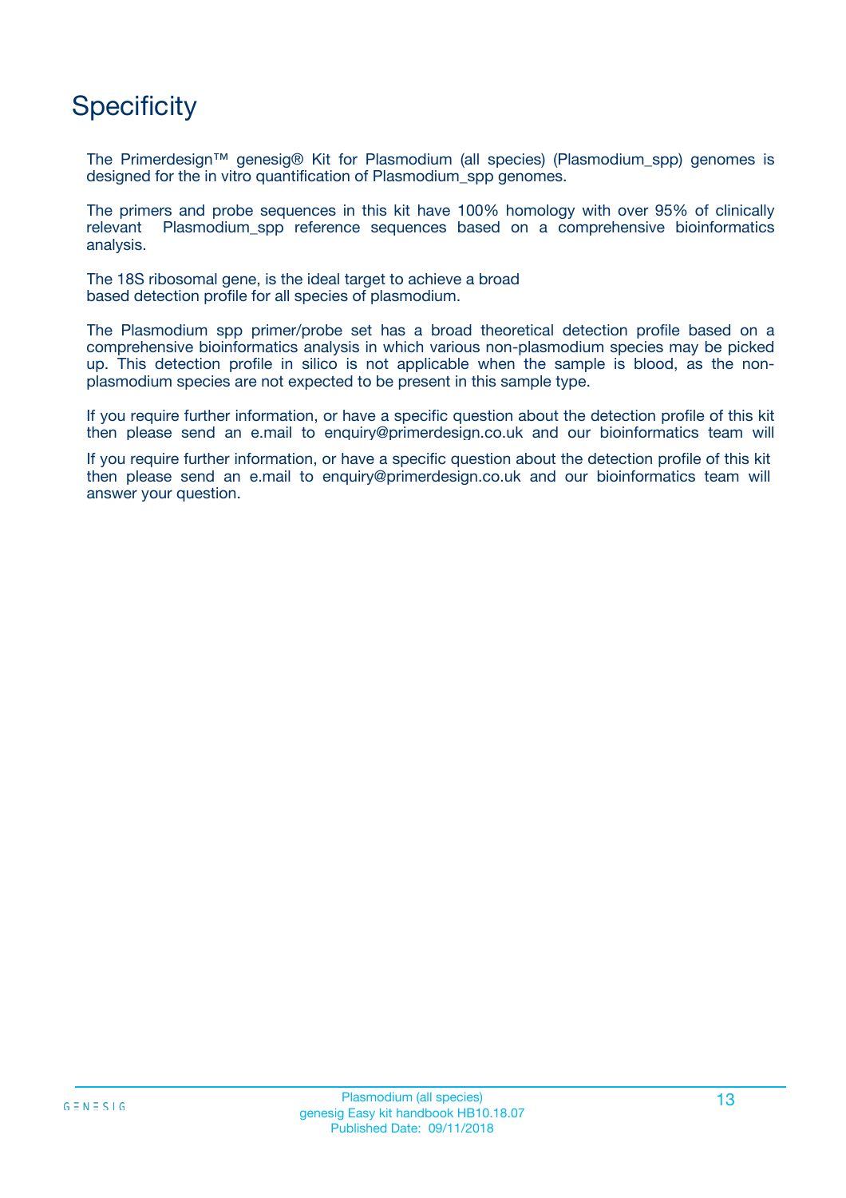# Specificity

The Primerdesign™ genesig® Kit for Plasmodium (all species) (Plasmodium_spp) genomes is designed for the in vitro quantification of Plasmodium_spp genomes.

The primers and probe sequences in this kit have 100% homology with over 95% of clinically relevant Plasmodium_spp reference sequences based on a comprehensive bioinformatics analysis.

The 18S ribosomal gene, is the ideal target to achieve a broad based detection profile for all species of plasmodium.

The Plasmodium spp primer/probe set has a broad theoretical detection profile based on a comprehensive bioinformatics analysis in which various non-plasmodium species may be picked up. This detection profile in silico is not applicable when the sample is blood, as the non-plasmodium species are not expected to be present in this sample type.

If you require further information, or have a specific question about the detection profile of this kit then please send an e.mail to enquiry@primerdesign.co.uk and our bioinformatics team will

If you require further information, or have a specific question about the detection profile of this kit then please send an e.mail to enquiry@primerdesign.co.uk and our bioinformatics team will answer your question.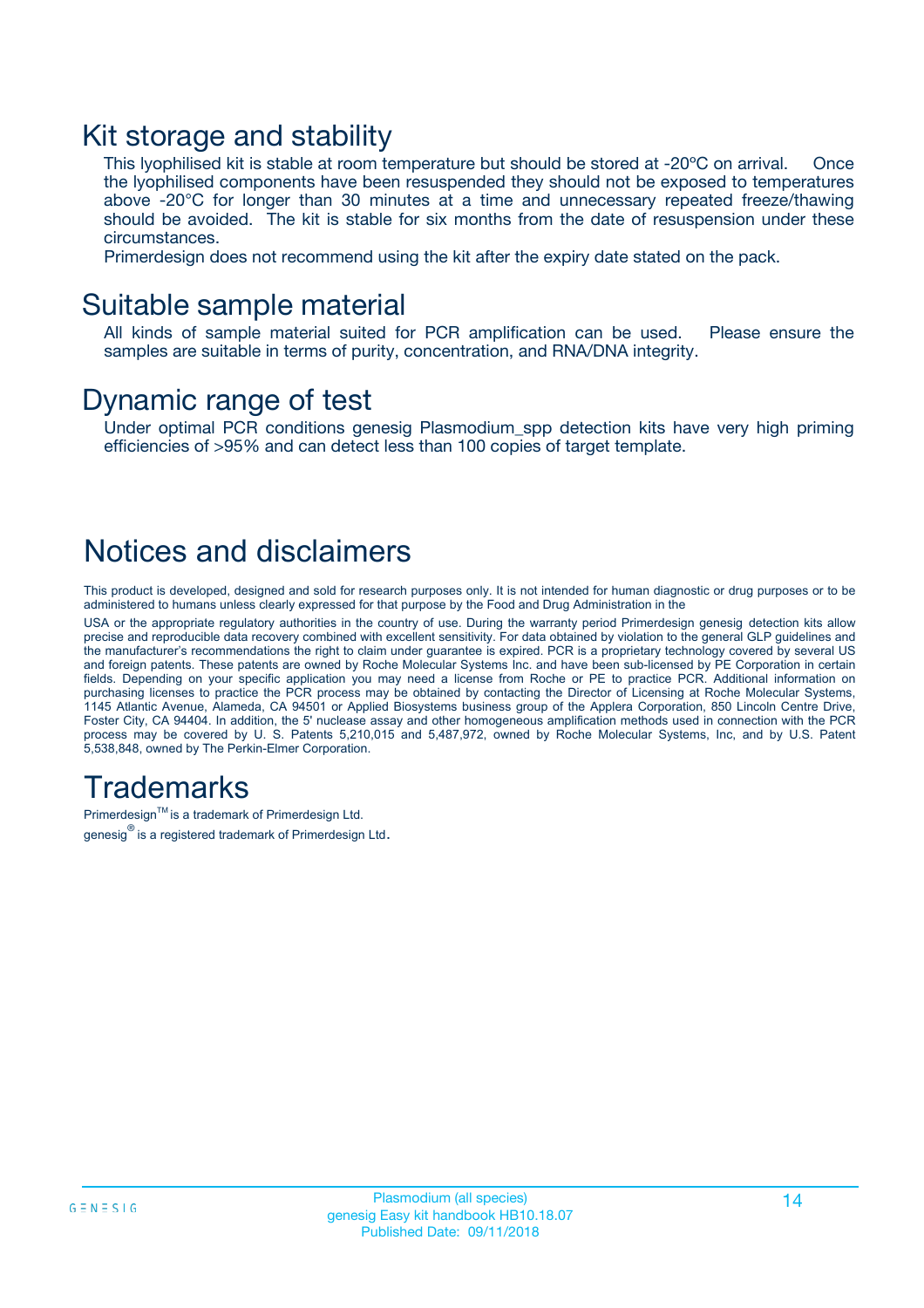# Kit storage and stability

This lyophilised kit is stable at room temperature but should be stored at -20ºC on arrival. Once the lyophilised components have been resuspended they should not be exposed to temperatures above -20°C for longer than 30 minutes at a time and unnecessary repeated freeze/thawing should be avoided. The kit is stable for six months from the date of resuspension under these circumstances.

Primerdesign does not recommend using the kit after the expiry date stated on the pack.

# Suitable sample material

All kinds of sample material suited for PCR amplification can be used. Please ensure the samples are suitable in terms of purity, concentration, and RNA/DNA integrity.

# Dynamic range of test

Under optimal PCR conditions genesig Plasmodium_spp detection kits have very high priming efficiencies of >95% and can detect less than 100 copies of target template.

# Notices and disclaimers

This product is developed, designed and sold for research purposes only. It is not intended for human diagnostic or drug purposes or to be administered to humans unless clearly expressed for that purpose by the Food and Drug Administration in the

USA or the appropriate regulatory authorities in the country of use. During the warranty period Primerdesign genesig detection kits allow precise and reproducible data recovery combined with excellent sensitivity. For data obtained by violation to the general GLP guidelines and the manufacturer's recommendations the right to claim under guarantee is expired. PCR is a proprietary technology covered by several US and foreign patents. These patents are owned by Roche Molecular Systems Inc. and have been sub-licensed by PE Corporation in certain fields. Depending on your specific application you may need a license from Roche or PE to practice PCR. Additional information on purchasing licenses to practice the PCR process may be obtained by contacting the Director of Licensing at Roche Molecular Systems, 1145 Atlantic Avenue, Alameda, CA 94501 or Applied Biosystems business group of the Applera Corporation, 850 Lincoln Centre Drive, Foster City, CA 94404. In addition, the 5' nuclease assay and other homogeneous amplification methods used in connection with the PCR process may be covered by U. S. Patents 5,210,015 and 5,487,972, owned by Roche Molecular Systems, Inc, and by U.S. Patent 5,538,848, owned by The Perkin-Elmer Corporation.

# Trademarks

Primerdesign™ is a trademark of Primerdesign Ltd.

genesig® is a registered trademark of Primerdesign Ltd.